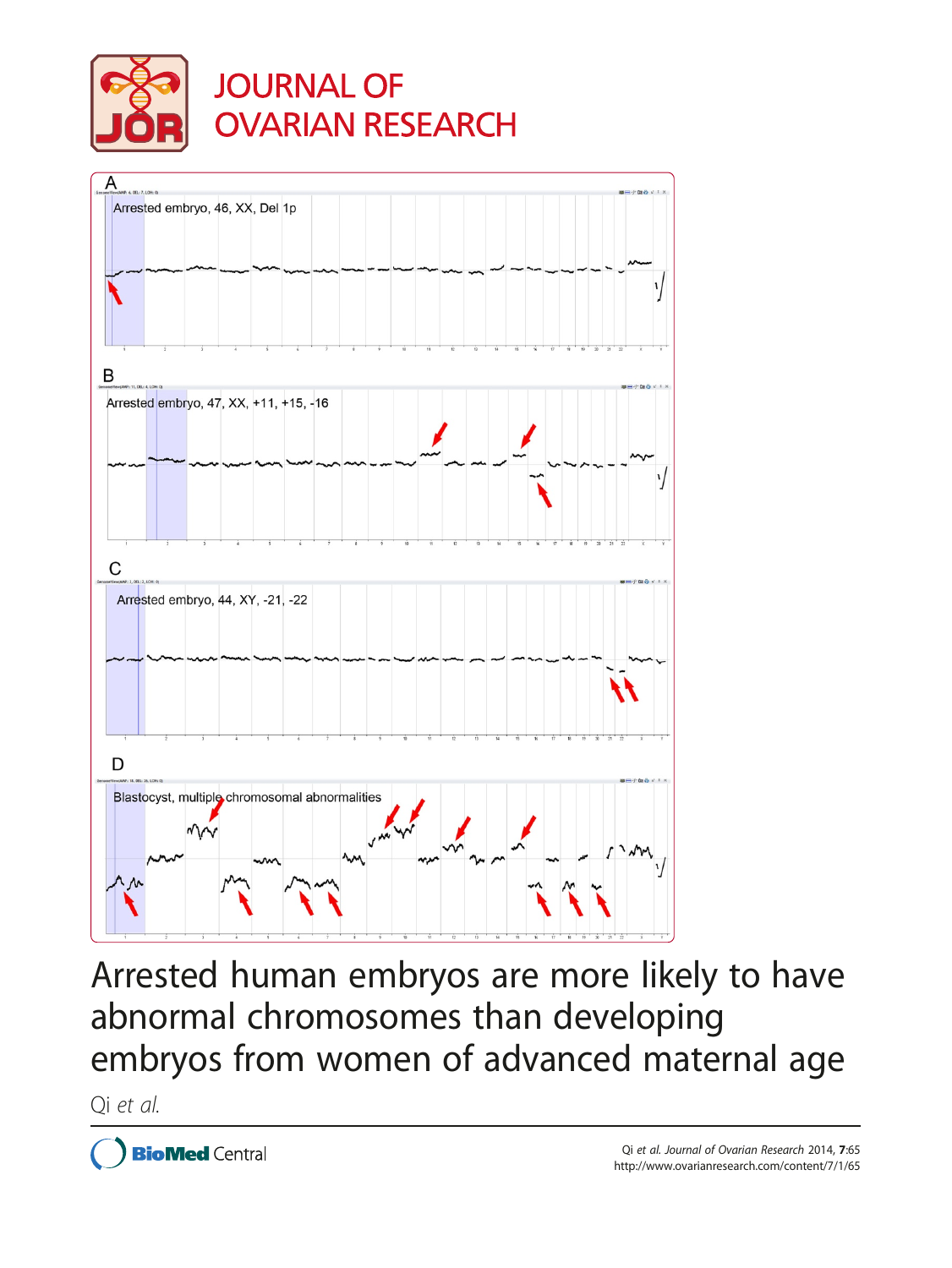# JOURNAL OF OVARIAN RESEARCH

A

Arrested embryo, 46, XX, Del 1p

B

Arrested embryo, 47, XX, +11, +15, -16

C

Arrested embryo, 44, XY, -21, -22

D

Blastocyst, multiple chromosomal abnormalities

# Arrested human embryos are more likely to have abnormal chromosomes than developing embryos from women of advanced maternal age

Qi *et al.*

Qi *et al. Journal of Ovarian Research* 2014, **7**:65
http://www.ovarianresearch.com/content/7/1/65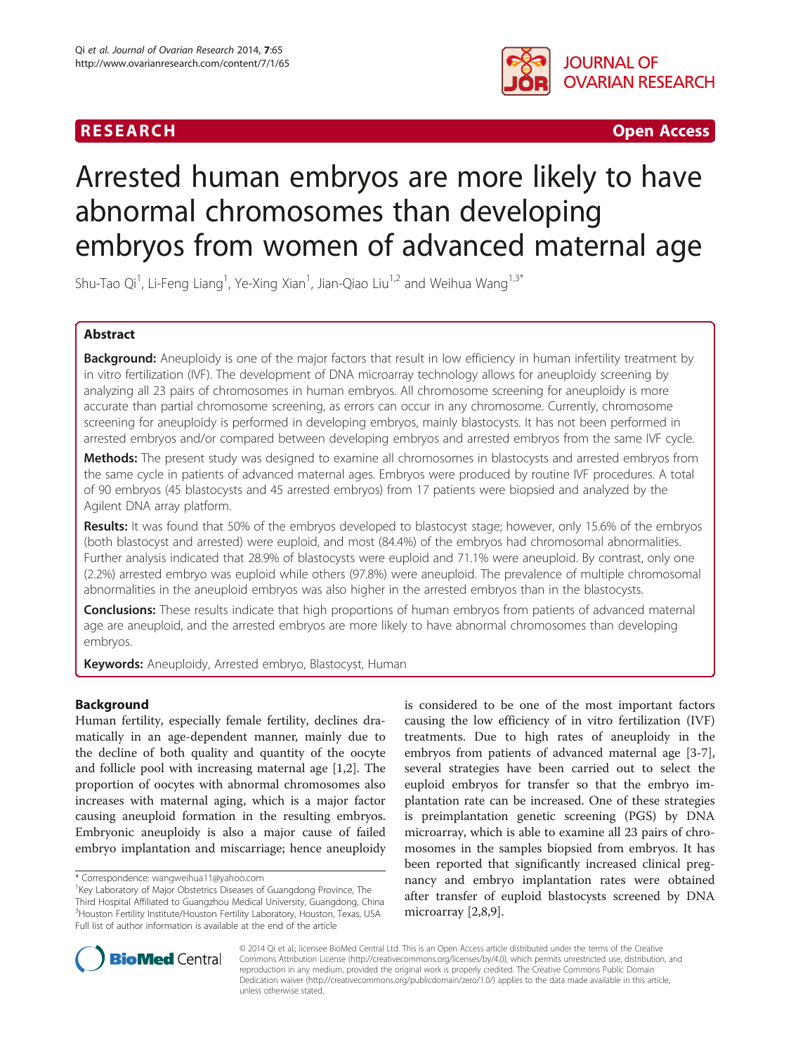# Arrested human embryos are more likely to have abnormal chromosomes than developing embryos from women of advanced maternal age

Shu-Tao Qi[1], Li-Feng Liang[1], Ye-Xing Xian[1], Jian-Qiao Liu[1,2] and Weihua Wang[1,3*]

## Abstract

**Background:** Aneuploidy is one of the major factors that result in low efficiency in human infertility treatment by in vitro fertilization (IVF). The development of DNA microarray technology allows for aneuploidy screening by analyzing all 23 pairs of chromosomes in human embryos. All chromosome screening for aneuploidy is more accurate than partial chromosome screening, as errors can occur in any chromosome. Currently, chromosome screening for aneuploidy is performed in developing embryos, mainly blastocysts. It has not been performed in arrested embryos and/or compared between developing embryos and arrested embryos from the same IVF cycle.

**Methods:** The present study was designed to examine all chromosomes in blastocysts and arrested embryos from the same cycle in patients of advanced maternal ages. Embryos were produced by routine IVF procedures. A total of 90 embryos (45 blastocysts and 45 arrested embryos) from 17 patients were biopsied and analyzed by the Agilent DNA array platform.

**Results:** It was found that 50% of the embryos developed to blastocyst stage; however, only 15.6% of the embryos (both blastocyst and arrested) were euploid, and most (84.4%) of the embryos had chromosomal abnormalities. Further analysis indicated that 28.9% of blastocysts were euploid and 71.1% were aneuploid. By contrast, only one (2.2%) arrested embryo was euploid while others (97.8%) were aneuploid. The prevalence of multiple chromosomal abnormalities in the aneuploid embryos was also higher in the arrested embryos than in the blastocysts.

**Conclusions:** These results indicate that high proportions of human embryos from patients of advanced maternal age are aneuploid, and the arrested embryos are more likely to have abnormal chromosomes than developing embryos.

**Keywords:** Aneuploidy, Arrested embryo, Blastocyst, Human

## Background

Human fertility, especially female fertility, declines dramatically in an age-dependent manner, mainly due to the decline of both quality and quantity of the oocyte and follicle pool with increasing maternal age [1,2]. The proportion of oocytes with abnormal chromosomes also increases with maternal aging, which is a major factor causing aneuploid formation in the resulting embryos. Embryonic aneuploidy is also a major cause of failed embryo implantation and miscarriage; hence aneuploidy is considered to be one of the most important factors causing the low efficiency of in vitro fertilization (IVF) treatments. Due to high rates of aneuploidy in the embryos from patients of advanced maternal age [3-7], several strategies have been carried out to select the euploid embryos for transfer so that the embryo implantation rate can be increased. One of these strategies is preimplantation genetic screening (PGS) by DNA microarray, which is able to examine all 23 pairs of chromosomes in the samples biopsied from embryos. It has been reported that significantly increased clinical pregnancy and embryo implantation rates were obtained after transfer of euploid blastocysts screened by DNA microarray [2,8,9].

\* Correspondence: wangweihua11@yahoo.com

[1]Key Laboratory of Major Obstetrics Diseases of Guangdong Province, The Third Hospital Affiliated to Guangzhou Medical University, Guangdong, China

[3]Houston Fertility Institute/Houston Fertility Laboratory, Houston, Texas, USA

Full list of author information is available at the end of the article

© 2014 Qi et al.; licensee BioMed Central Ltd. This is an Open Access article distributed under the terms of the Creative Commons Attribution License (http://creativecommons.org/licenses/by/4.0), which permits unrestricted use, distribution, and reproduction in any medium, provided the original work is properly credited. The Creative Commons Public Domain Dedication waiver (http://creativecommons.org/publicdomain/zero/1.0/) applies to the data made available in this article, unless otherwise stated.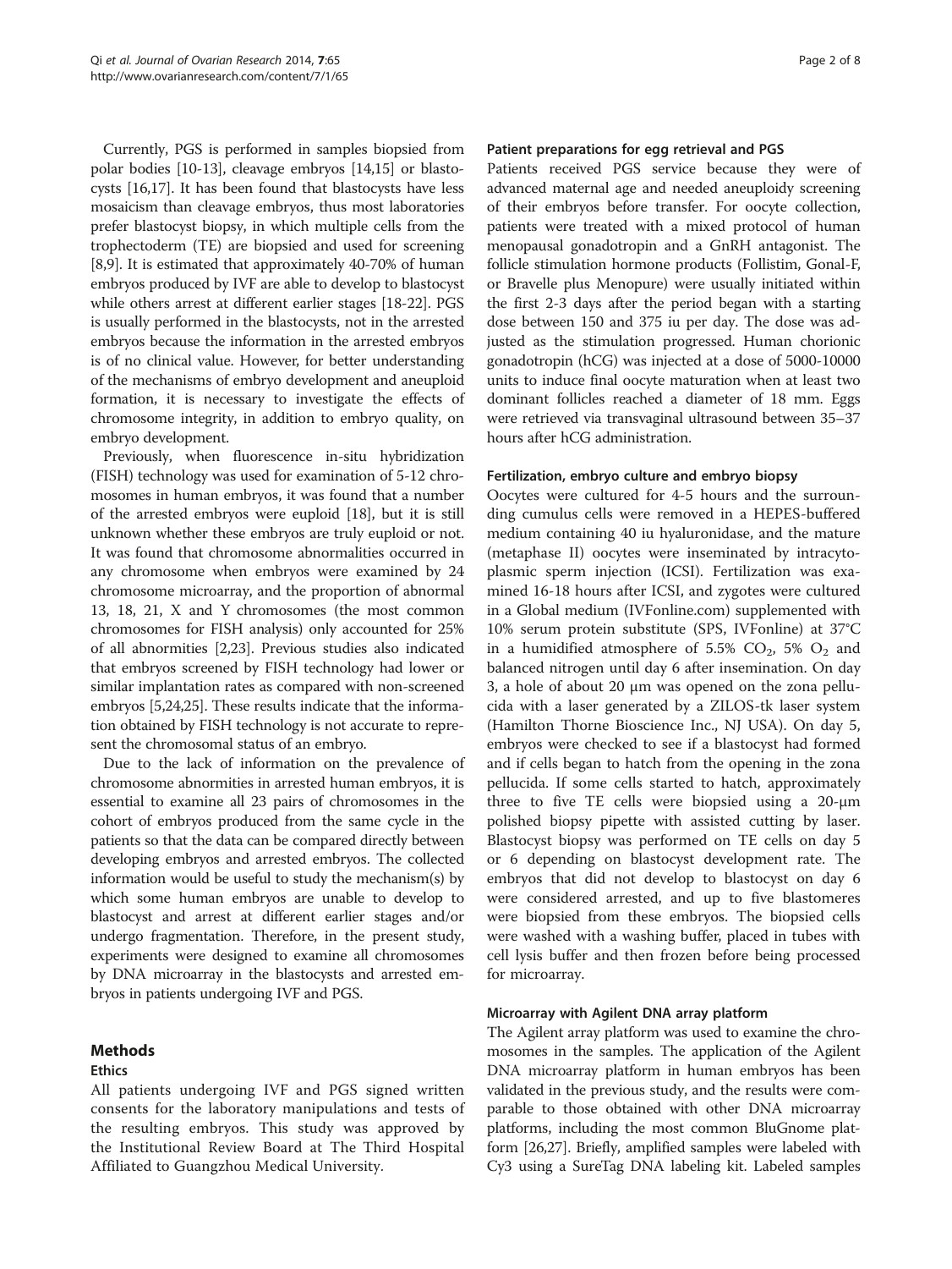Currently, PGS is performed in samples biopsied from polar bodies [10-13], cleavage embryos [14,15] or blastocysts [16,17]. It has been found that blastocysts have less mosaicism than cleavage embryos, thus most laboratories prefer blastocyst biopsy, in which multiple cells from the trophectoderm (TE) are biopsied and used for screening [8,9]. It is estimated that approximately 40-70% of human embryos produced by IVF are able to develop to blastocyst while others arrest at different earlier stages [18-22]. PGS is usually performed in the blastocysts, not in the arrested embryos because the information in the arrested embryos is of no clinical value. However, for better understanding of the mechanisms of embryo development and aneuploid formation, it is necessary to investigate the effects of chromosome integrity, in addition to embryo quality, on embryo development.

Previously, when fluorescence in-situ hybridization (FISH) technology was used for examination of 5-12 chromosomes in human embryos, it was found that a number of the arrested embryos were euploid [18], but it is still unknown whether these embryos are truly euploid or not. It was found that chromosome abnormalities occurred in any chromosome when embryos were examined by 24 chromosome microarray, and the proportion of abnormal 13, 18, 21, X and Y chromosomes (the most common chromosomes for FISH analysis) only accounted for 25% of all abnormities [2,23]. Previous studies also indicated that embryos screened by FISH technology had lower or similar implantation rates as compared with non-screened embryos [5,24,25]. These results indicate that the information obtained by FISH technology is not accurate to represent the chromosomal status of an embryo.

Due to the lack of information on the prevalence of chromosome abnormities in arrested human embryos, it is essential to examine all 23 pairs of chromosomes in the cohort of embryos produced from the same cycle in the patients so that the data can be compared directly between developing embryos and arrested embryos. The collected information would be useful to study the mechanism(s) by which some human embryos are unable to develop to blastocyst and arrest at different earlier stages and/or undergo fragmentation. Therefore, in the present study, experiments were designed to examine all chromosomes by DNA microarray in the blastocysts and arrested embryos in patients undergoing IVF and PGS.

## Methods

### Ethics

All patients undergoing IVF and PGS signed written consents for the laboratory manipulations and tests of the resulting embryos. This study was approved by the Institutional Review Board at The Third Hospital Affiliated to Guangzhou Medical University.

### Patient preparations for egg retrieval and PGS

Patients received PGS service because they were of advanced maternal age and needed aneuploidy screening of their embryos before transfer. For oocyte collection, patients were treated with a mixed protocol of human menopausal gonadotropin and a GnRH antagonist. The follicle stimulation hormone products (Follistim, Gonal-F, or Bravelle plus Menopure) were usually initiated within the first 2-3 days after the period began with a starting dose between 150 and 375 iu per day. The dose was adjusted as the stimulation progressed. Human chorionic gonadotropin (hCG) was injected at a dose of 5000-10000 units to induce final oocyte maturation when at least two dominant follicles reached a diameter of 18 mm. Eggs were retrieved via transvaginal ultrasound between 35–37 hours after hCG administration.

### Fertilization, embryo culture and embryo biopsy

Oocytes were cultured for 4-5 hours and the surrounding cumulus cells were removed in a HEPES-buffered medium containing 40 iu hyaluronidase, and the mature (metaphase II) oocytes were inseminated by intracytoplasmic sperm injection (ICSI). Fertilization was examined 16-18 hours after ICSI, and zygotes were cultured in a Global medium (IVFonline.com) supplemented with 10% serum protein substitute (SPS, IVFonline) at 37°C in a humidified atmosphere of 5.5% $CO_2$, 5% $O_2$ and balanced nitrogen until day 6 after insemination. On day 3, a hole of about 20 μm was opened on the zona pellucida with a laser generated by a ZILOS-tk laser system (Hamilton Thorne Bioscience Inc., NJ USA). On day 5, embryos were checked to see if a blastocyst had formed and if cells began to hatch from the opening in the zona pellucida. If some cells started to hatch, approximately three to five TE cells were biopsied using a 20-μm polished biopsy pipette with assisted cutting by laser. Blastocyst biopsy was performed on TE cells on day 5 or 6 depending on blastocyst development rate. The embryos that did not develop to blastocyst on day 6 were considered arrested, and up to five blastomeres were biopsied from these embryos. The biopsied cells were washed with a washing buffer, placed in tubes with cell lysis buffer and then frozen before being processed for microarray.

### Microarray with Agilent DNA array platform

The Agilent array platform was used to examine the chromosomes in the samples. The application of the Agilent DNA microarray platform in human embryos has been validated in the previous study, and the results were comparable to those obtained with other DNA microarray platforms, including the most common BluGnome platform [26,27]. Briefly, amplified samples were labeled with Cy3 using a SureTag DNA labeling kit. Labeled samples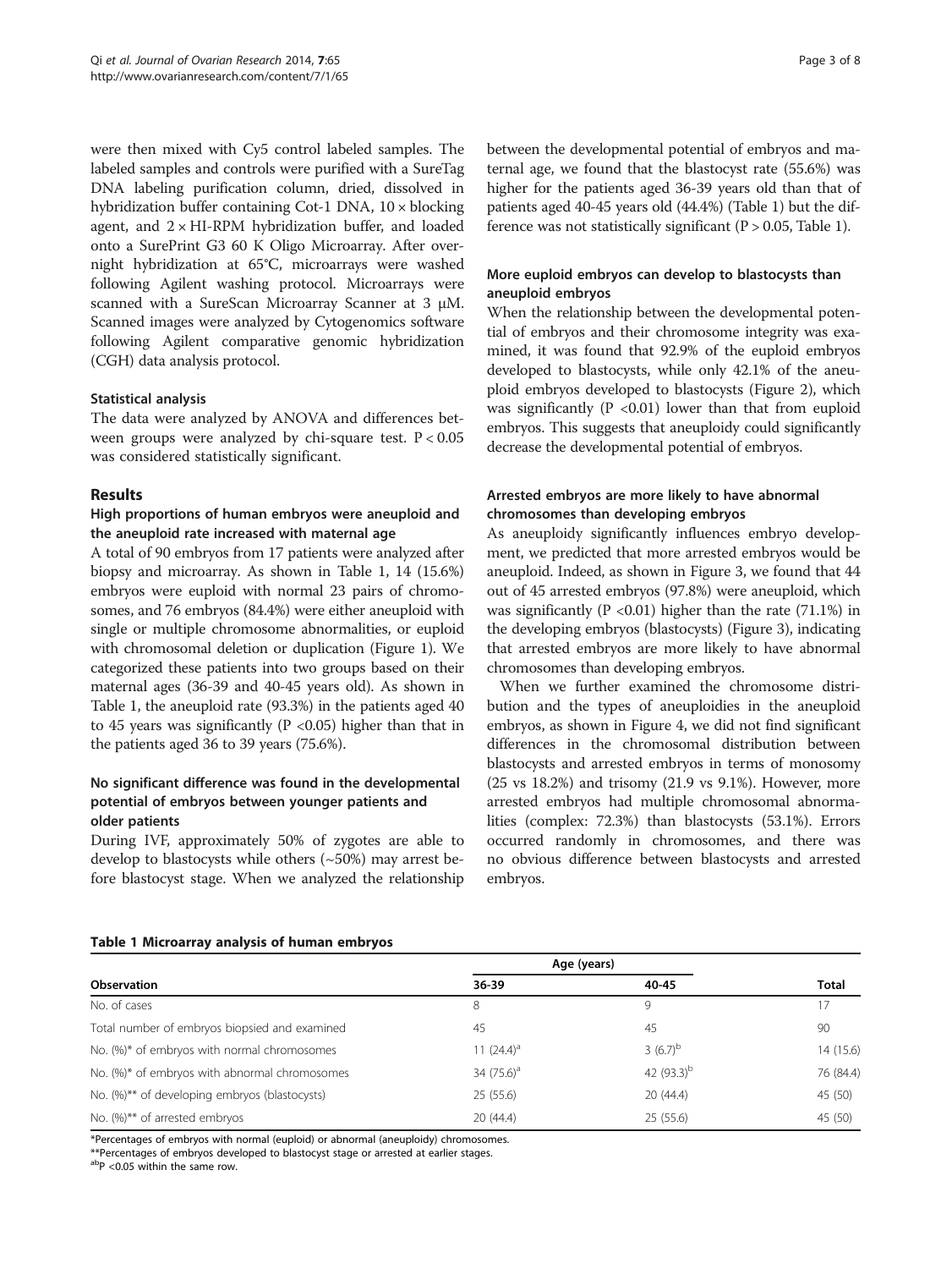were then mixed with Cy5 control labeled samples. The labeled samples and controls were purified with a SureTag DNA labeling purification column, dried, dissolved in hybridization buffer containing Cot-1 DNA, 10 × blocking agent, and 2 × HI-RPM hybridization buffer, and loaded onto a SurePrint G3 60 K Oligo Microarray. After overnight hybridization at 65°C, microarrays were washed following Agilent washing protocol. Microarrays were scanned with a SureScan Microarray Scanner at 3 μM. Scanned images were analyzed by Cytogenomics software following Agilent comparative genomic hybridization (CGH) data analysis protocol.

### Statistical analysis

The data were analyzed by ANOVA and differences between groups were analyzed by chi-square test. $P < 0.05$ was considered statistically significant.

## Results

### High proportions of human embryos were aneuploid and the aneuploid rate increased with maternal age

A total of 90 embryos from 17 patients were analyzed after biopsy and microarray. As shown in Table 1, 14 (15.6%) embryos were euploid with normal 23 pairs of chromosomes, and 76 embryos (84.4%) were either aneuploid with single or multiple chromosome abnormalities, or euploid with chromosomal deletion or duplication (Figure 1). We categorized these patients into two groups based on their maternal ages (36-39 and 40-45 years old). As shown in Table 1, the aneuploid rate (93.3%) in the patients aged 40 to 45 years was significantly ($P < 0.05$) higher than that in the patients aged 36 to 39 years (75.6%).

### No significant difference was found in the developmental potential of embryos between younger patients and older patients

During IVF, approximately 50% of zygotes are able to develop to blastocysts while others (~50%) may arrest before blastocyst stage. When we analyzed the relationship between the developmental potential of embryos and maternal age, we found that the blastocyst rate (55.6%) was higher for the patients aged 36-39 years old than that of patients aged 40-45 years old (44.4%) (Table 1) but the difference was not statistically significant ($P > 0.05$, Table 1).

### More euploid embryos can develop to blastocysts than aneuploid embryos

When the relationship between the developmental potential of embryos and their chromosome integrity was examined, it was found that 92.9% of the euploid embryos developed to blastocysts, while only 42.1% of the aneuploid embryos developed to blastocysts (Figure 2), which was significantly ($P < 0.01$) lower than that from euploid embryos. This suggests that aneuploidy could significantly decrease the developmental potential of embryos.

### Arrested embryos are more likely to have abnormal chromosomes than developing embryos

As aneuploidy significantly influences embryo development, we predicted that more arrested embryos would be aneuploid. Indeed, as shown in Figure 3, we found that 44 out of 45 arrested embryos (97.8%) were aneuploid, which was significantly ($P < 0.01$) higher than the rate (71.1%) in the developing embryos (blastocysts) (Figure 3), indicating that arrested embryos are more likely to have abnormal chromosomes than developing embryos.

When we further examined the chromosome distribution and the types of aneuploidies in the aneuploid embryos, as shown in Figure 4, we did not find significant differences in the chromosomal distribution between blastocysts and arrested embryos in terms of monosomy (25 vs 18.2%) and trisomy (21.9 vs 9.1%). However, more arrested embryos had multiple chromosomal abnormalities (complex: 72.3%) than blastocysts (53.1%). Errors occurred randomly in chromosomes, and there was no obvious difference between blastocysts and arrested embryos.

**Table 1 Microarray analysis of human embryos**

| Observation | Age (years) | | Total |
|---|---|---|---|
| | 36-39 | 40-45 | |
| No. of cases | 8 | 9 | 17 |
| Total number of embryos biopsied and examined | 45 | 45 | 90 |
| No. (%)* of embryos with normal chromosomes | 11 (24.4)[a] | 3 (6.7)[b] | 14 (15.6) |
| No. (%)* of embryos with abnormal chromosomes | 34 (75.6)[a] | 42 (93.3)[b] | 76 (84.4) |
| No. (%)** of developing embryos (blastocysts) | 25 (55.6) | 20 (44.4) | 45 (50) |
| No. (%)** of arrested embryos | 20 (44.4) | 25 (55.6) | 45 (50) |

*Percentages of embryos with normal (euploid) or abnormal (aneuploidy) chromosomes.
**Percentages of embryos developed to blastocyst stage or arrested at earlier stages.
[ab]$P < 0.05$ within the same row.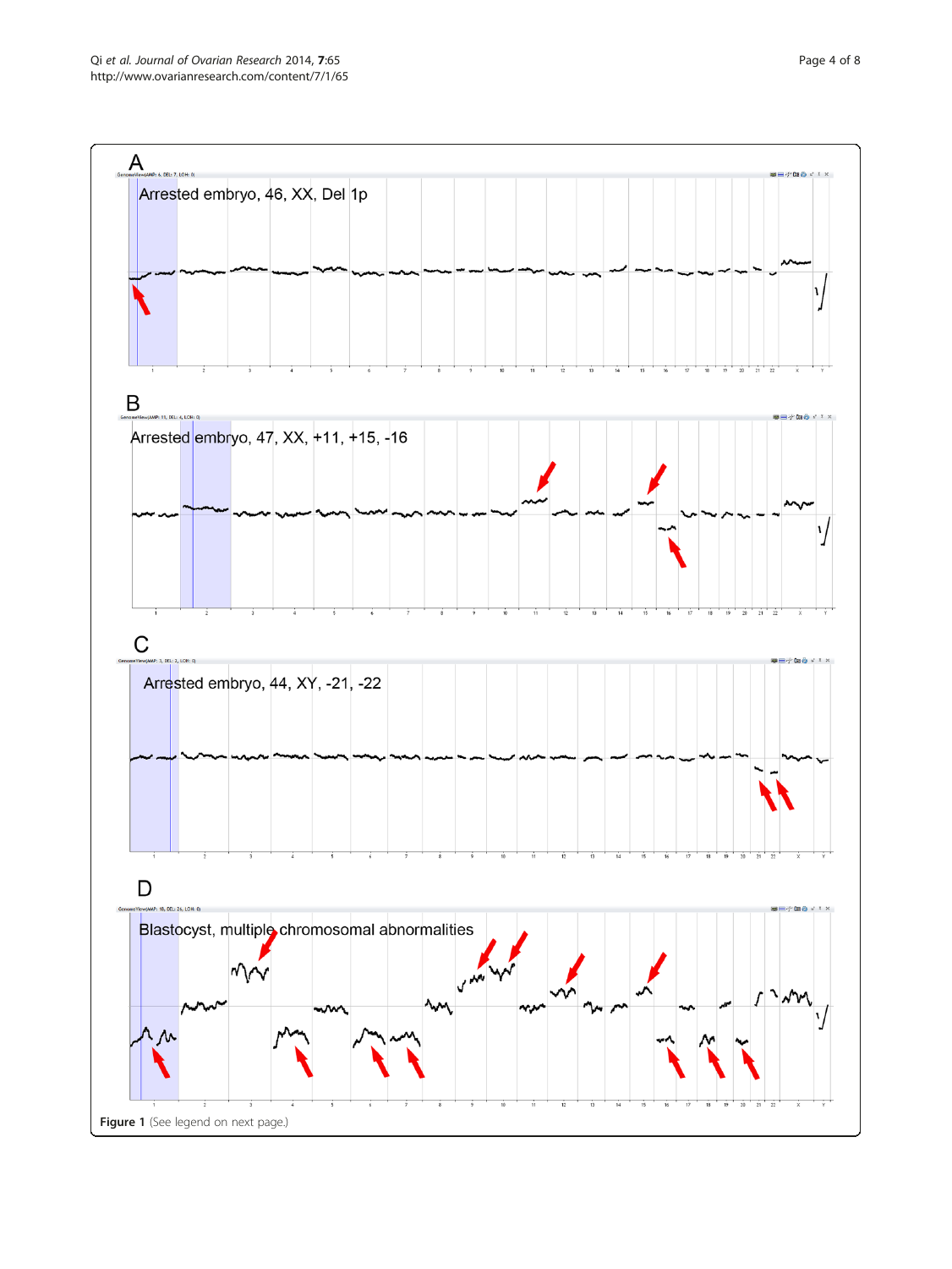Figure 1 (See legend on next page.)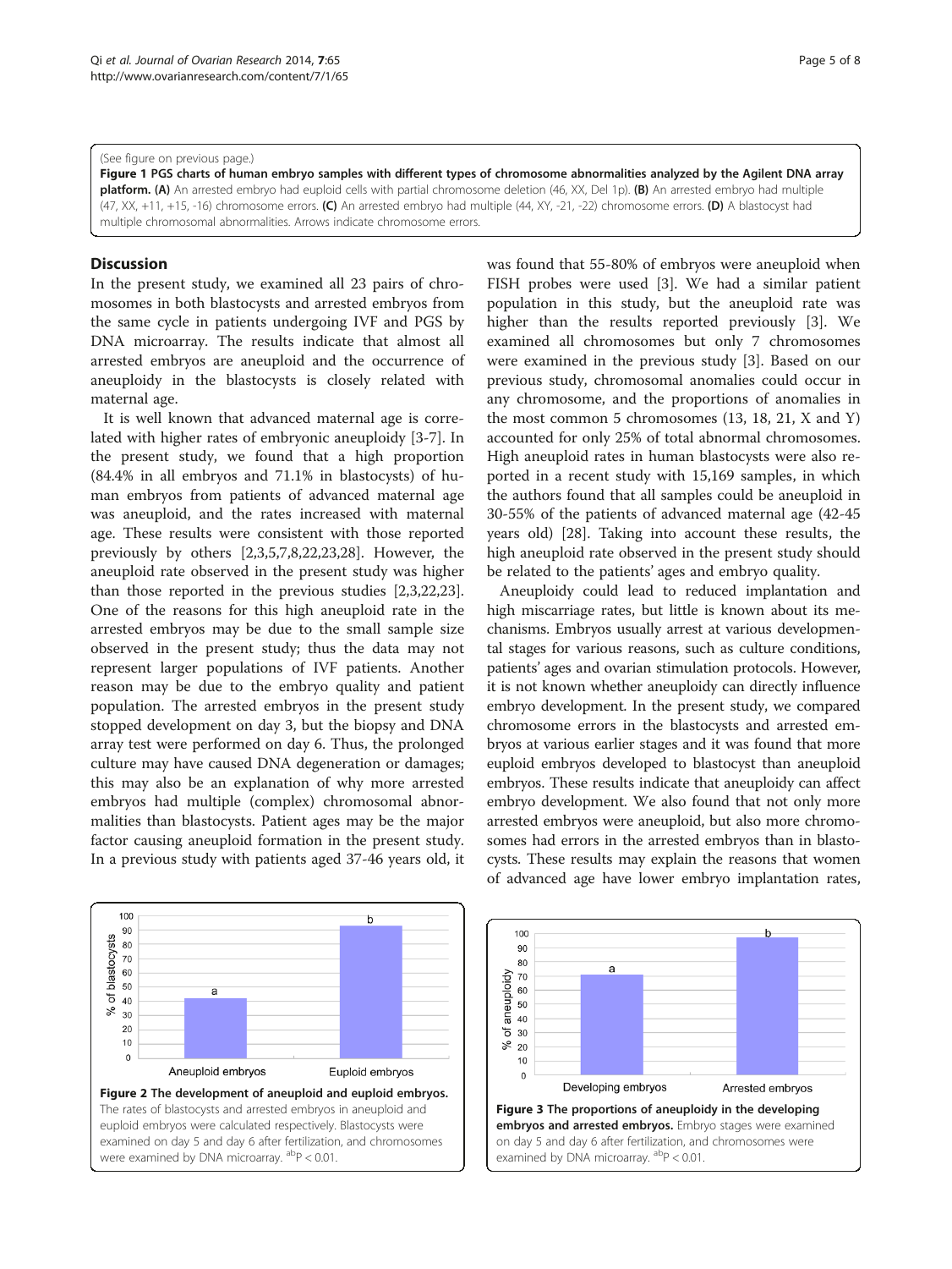(See figure on previous page.)

**Figure 1 PGS charts of human embryo samples with different types of chromosome abnormalities analyzed by the Agilent DNA array platform. (A)** An arrested embryo had euploid cells with partial chromosome deletion (46, XX, Del 1p). **(B)** An arrested embryo had multiple (47, XX, +11, +15, -16) chromosome errors. **(C)** An arrested embryo had multiple (44, XY, -21, -22) chromosome errors. **(D)** A blastocyst had multiple chromosomal abnormalities. Arrows indicate chromosome errors.

## Discussion

In the present study, we examined all 23 pairs of chromosomes in both blastocysts and arrested embryos from the same cycle in patients undergoing IVF and PGS by DNA microarray. The results indicate that almost all arrested embryos are aneuploid and the occurrence of aneuploidy in the blastocysts is closely related with maternal age.

It is well known that advanced maternal age is correlated with higher rates of embryonic aneuploidy [3-7]. In the present study, we found that a high proportion (84.4% in all embryos and 71.1% in blastocysts) of human embryos from patients of advanced maternal age was aneuploid, and the rates increased with maternal age. These results were consistent with those reported previously by others [2,3,5,7,8,22,23,28]. However, the aneuploid rate observed in the present study was higher than those reported in the previous studies [2,3,22,23]. One of the reasons for this high aneuploid rate in the arrested embryos may be due to the small sample size observed in the present study; thus the data may not represent larger populations of IVF patients. Another reason may be due to the embryo quality and patient population. The arrested embryos in the present study stopped development on day 3, but the biopsy and DNA array test were performed on day 6. Thus, the prolonged culture may have caused DNA degeneration or damages; this may also be an explanation of why more arrested embryos had multiple (complex) chromosomal abnormalities than blastocysts. Patient ages may be the major factor causing aneuploid formation in the present study. In a previous study with patients aged 37-46 years old, it was found that 55-80% of embryos were aneuploid when FISH probes were used [3]. We had a similar patient population in this study, but the aneuploid rate was higher than the results reported previously [3]. We examined all chromosomes but only 7 chromosomes were examined in the previous study [3]. Based on our previous study, chromosomal anomalies could occur in any chromosome, and the proportions of anomalies in the most common 5 chromosomes (13, 18, 21, X and Y) accounted for only 25% of total abnormal chromosomes. High aneuploid rates in human blastocysts were also reported in a recent study with 15,169 samples, in which the authors found that all samples could be aneuploid in 30-55% of the patients of advanced maternal age (42-45 years old) [28]. Taking into account these results, the high aneuploid rate observed in the present study should be related to the patients' ages and embryo quality.

Aneuploidy could lead to reduced implantation and high miscarriage rates, but little is known about its mechanisms. Embryos usually arrest at various developmental stages for various reasons, such as culture conditions, patients' ages and ovarian stimulation protocols. However, it is not known whether aneuploidy can directly influence embryo development. In the present study, we compared chromosome errors in the blastocysts and arrested embryos at various earlier stages and it was found that more euploid embryos developed to blastocyst than aneuploid embryos. These results indicate that aneuploidy can affect embryo development. We also found that not only more arrested embryos were aneuploid, but also more chromosomes had errors in the arrested embryos than in blastocysts. These results may explain the reasons that women of advanced age have lower embryo implantation rates,

**Figure 2 The development of aneuploid and euploid embryos.** The rates of blastocysts and arrested embryos in aneuploid and euploid embryos were calculated respectively. Blastocysts were examined on day 5 and day 6 after fertilization, and chromosomes were examined by DNA microarray. [ab]P < 0.01.

**Figure 3 The proportions of aneuploidy in the developing embryos and arrested embryos.** Embryo stages were examined on day 5 and day 6 after fertilization, and chromosomes were examined by DNA microarray. [ab]P < 0.01.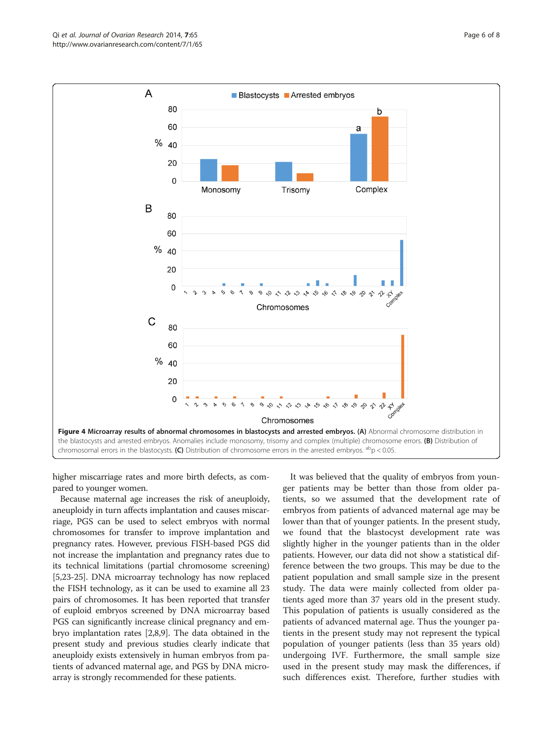**Figure 4 Microarray results of abnormal chromosomes in blastocysts and arrested embryos. (A)** Abnormal chromosome distribution in the blastocysts and arrested embryos. Anomalies include monosomy, trisomy and complex (multiple) chromosome errors. **(B)** Distribution of chromosomal errors in the blastocysts. **(C)** Distribution of chromosome errors in the arrested embryos. [ab]$p < 0.05$.

higher miscarriage rates and more birth defects, as compared to younger women.

Because maternal age increases the risk of aneuploidy, aneuploidy in turn affects implantation and causes miscarriage, PGS can be used to select embryos with normal chromosomes for transfer to improve implantation and pregnancy rates. However, previous FISH-based PGS did not increase the implantation and pregnancy rates due to its technical limitations (partial chromosome screening) [5,23-25]. DNA microarray technology has now replaced the FISH technology, as it can be used to examine all 23 pairs of chromosomes. It has been reported that transfer of euploid embryos screened by DNA microarray based PGS can significantly increase clinical pregnancy and embryo implantation rates [2,8,9]. The data obtained in the present study and previous studies clearly indicate that aneuploidy exists extensively in human embryos from patients of advanced maternal age, and PGS by DNA microarray is strongly recommended for these patients.

It was believed that the quality of embryos from younger patients may be better than those from older patients, so we assumed that the development rate of embryos from patients of advanced maternal age may be lower than that of younger patients. In the present study, we found that the blastocyst development rate was slightly higher in the younger patients than in the older patients. However, our data did not show a statistical difference between the two groups. This may be due to the patient population and small sample size in the present study. The data were mainly collected from older patients aged more than 37 years old in the present study. This population of patients is usually considered as the patients of advanced maternal age. Thus the younger patients in the present study may not represent the typical population of younger patients (less than 35 years old) undergoing IVF. Furthermore, the small sample size used in the present study may mask the differences, if such differences exist. Therefore, further studies with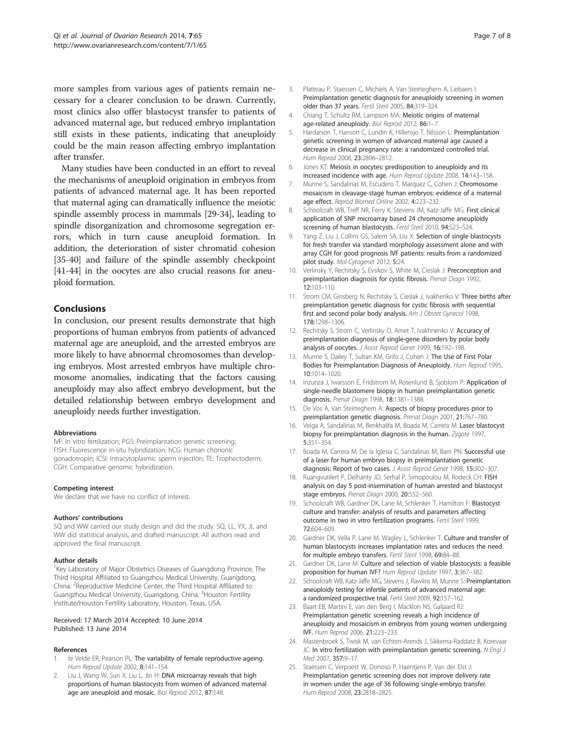more samples from various ages of patients remain necessary for a clearer conclusion to be drawn. Currently, most clinics also offer blastocyst transfer to patients of advanced maternal age, but reduced embryo implantation still exists in these patients, indicating that aneuploidy could be the main reason affecting embryo implantation after transfer.

Many studies have been conducted in an effort to reveal the mechanisms of aneuploid origination in embryos from patients of advanced maternal age. It has been reported that maternal aging can dramatically influence the meiotic spindle assembly process in mammals [29-34], leading to spindle disorganization and chromosome segregation errors, which in turn cause aneuploid formation. In addition, the deterioration of sister chromatid cohesion [35-40] and failure of the spindle assembly checkpoint [41-44] in the oocytes are also crucial reasons for aneuploid formation.

## Conclusions

In conclusion, our present results demonstrate that high proportions of human embryos from patients of advanced maternal age are aneuploid, and the arrested embryos are more likely to have abnormal chromosomes than developing embryos. Most arrested embryos have multiple chromosome anomalies, indicating that the factors causing aneuploidy may also affect embryo development, but the detailed relationship between embryo development and aneuploidy needs further investigation.

#### Abbreviations

IVF: In vitro fertilization; PGS: Preimplantation genetic screening; FISH: Fluorescence in-situ hybridization; hCG: Human chorionic gonadotropin; ICSI: Intracytoplasmic sperm injection; TE: Trophectoderm; CGH: Comparative genomic hybridization.

#### Competing interest

We declare that we have no conflict of interest.

#### Authors' contributions

SQ and WW carried our study design and did the study. SQ, LL, YX, JL and WW did statistical analysis, and drafted manuscript. All authors read and approved the final manuscript.

#### Author details

[1]Key Laboratory of Major Obstetrics Diseases of Guangdong Province, The Third Hospital Affiliated to Guangzhou Medical University, Guangdong, China. [2]Reproductive Medicine Center, the Third Hospital Affiliated to Guangzhou Medical University, Guangdong, China. [3]Houston Fertility Institute/Houston Fertility Laboratory, Houston, Texas, USA.

Received: 17 March 2014 Accepted: 10 June 2014
Published: 13 June 2014

#### References

1. te Velde ER, Pearson PL: **The variability of female reproductive ageing.** *Hum Reprod Update* 2002, **8:**141–154.
2. Liu J, Wang W, Sun X, Liu L, Jin H: **DNA microarray reveals that high proportions of human blastocysts from women of advanced maternal age are aneuploid and mosaic.** *Biol Reprod* 2012, **87:**148.
3. Platteau P, Staessen C, Michiels A, Van Steirteghem A, Liebaers I: **Preimplantation genetic diagnosis for aneuploidy screening in women older than 37 years.** *Fertil Steril* 2005, **84:**319–324.
4. Chiang T, Schultz RM, Lampson MA: **Meiotic origins of maternal age-related aneuploidy.** *Biol Reprod* 2012, **86:**1–7.
5. Hardarson T, Hanson C, Lundin K, Hillensjo T, Nilsson L: **Preimplantation genetic screening in women of advanced maternal age caused a decrease in clinical pregnancy rate: a randomized controlled trial.** *Hum Reprod* 2008, **23:**2806–2812.
6. Jones KT: **Meiosis in oocytes: predisposition to aneuploidy and its increased incidence with age.** *Hum Reprod Update* 2008, **14:**143–158.
7. Munne S, Sandalinas M, Escudero T, Marquez C, Cohen J: **Chromosome mosaicism in cleavage-stage human embryos: evidence of a maternal age effect.** *Reprod Biomed Online* 2002, **4:**223–232.
8. Schoolcraft WB, Treff NR, Ferry K, Stevens JM, Katz-Jaffe MG: **First clinical application of SNP microarray based 24 chromosome aneuploidy screening of human blastocysts.** *Fertil Steril* 2010, **94:**S23–S24.
9. Yang Z, Liu J, Collins GS, Salem SA, Liu X: **Selection of single blastocysts for fresh transfer via standard morphology assessment alone and with array CGH for good prognosis IVF patients: results from a randomized pilot study.** *Mol Cytogenet* 2012, **5:**24.
10. Verlinsky Y, Rechitsky S, Evsikov S, White M, Cieslak J: **Preconception and preimplantation diagnosis for cystic fibrosis.** *Prenat Diagn* 1992, **12:**103–110.
11. Strom CM, Ginsberg N, Rechitsky S, Cieslak J, Ivakhenko V: **Three births after preimplantation genetic diagnosis for cystic fibrosis with sequential first and second polar body analysis.** *Am J Obstet Gynecol* 1998, **178:**1298–1306.
12. Rechitsky S, Strom C, Verlinsky O, Amet T, Ivakhnenko V: **Accuracy of preimplantation diagnosis of single-gene disorders by polar body analysis of oocytes.** *J Assist Reprod Genet* 1999, **16:**192–198.
13. Munne S, Dailey T, Sultan KM, Grifo J, Cohen J: **The Use of First Polar Bodies for Preimplantation Diagnosis of Aneuploidy.** *Hum Reprod* 1995, **10:**1014–1020.
14. Inzunza J, Iwarsson E, Fridstrom M, Rosenlund B, Sjoblom P: **Application of single-needle blastomere biopsy in human preimplantation genetic diagnosis.** *Prenat Diagn* 1998, **18:**1381–1388.
15. De Vos A, Van Steirteghem A: **Aspects of biopsy procedures prior to preimplantation genetic diagnosis.** *Prenat Diagn* 2001, **21:**767–780.
16. Veiga A, Sandalinas M, Benkhalifa M, Boada M, Carrera M: **Laser blastocyst biopsy for preimplantation diagnosis in the human.** *Zygote* 1997, **5:**351–354.
17. Boada M, Carrera M, De la Iglesia C, Sandalinas M, Barri PN: **Successful use of a laser for human embryo biopsy in preimplantation genetic diagnosis: Report of two cases.** *J Assist Reprod Genet* 1998, **15:**302–307.
18. Ruangvutilert P, Delhanty JD, Serhal P, Simopoulou M, Rodeck CH: **FISH analysis on day 5 post-insemination of human arrested and blastocyst stage embryos.** *Prenat Diagn* 2000, **20:**552–560.
19. Schoolcraft WB, Gardner DK, Lane M, Schlenker T, Hamilton F: **Blastocyst culture and transfer: analysis of results and parameters affecting outcome in two in vitro fertilization programs.** *Fertil Steril* 1999, **72:**604–609.
20. Gardner DK, Vella P, Lane M, Wagley L, Schlenker T: **Culture and transfer of human blastocysts increases implantation rates and reduces the need for multiple embryo transfers.** *Fertil Steril* 1998, **69:**84–88.
21. Gardner DK, Lane M: **Culture and selection of viable blastocysts: a feasible proposition for human IVF?** *Hum Reprod Update* 1997, **3:**367–382.
22. Schoolcraft WB, Katz-Jaffe MG, Stevens J, Rawlins M, Munne S: **Preimplantation aneuploidy testing for infertile patients of advanced maternal age: a randomized prospective trial.** *Fertil Steril* 2009, **92:**157–162.
23. Baart EB, Martini E, van den Berg I, Macklon NS, Galjaard RJ: **Preimplantation genetic screening reveals a high incidence of aneuploidy and mosaicism in embryos from young women undergoing IVF.** *Hum Reprod* 2006, **21:**223–233.
24. Mastenbroek S, Twisk M, van Echten-Arends J, Sikkema-Raddatz B, Korevaar JC: **In vitro fertilization with preimplantation genetic screening.** *N Engl J Med* 2007, **357:**9–17.
25. Staessen C, Verpoest W, Donoso P, Haentjens P, Van der Elst J: **Preimplantation genetic screening does not improve delivery rate in women under the age of 36 following single-embryo transfer.** *Hum Reprod* 2008, **23:**2818–2825.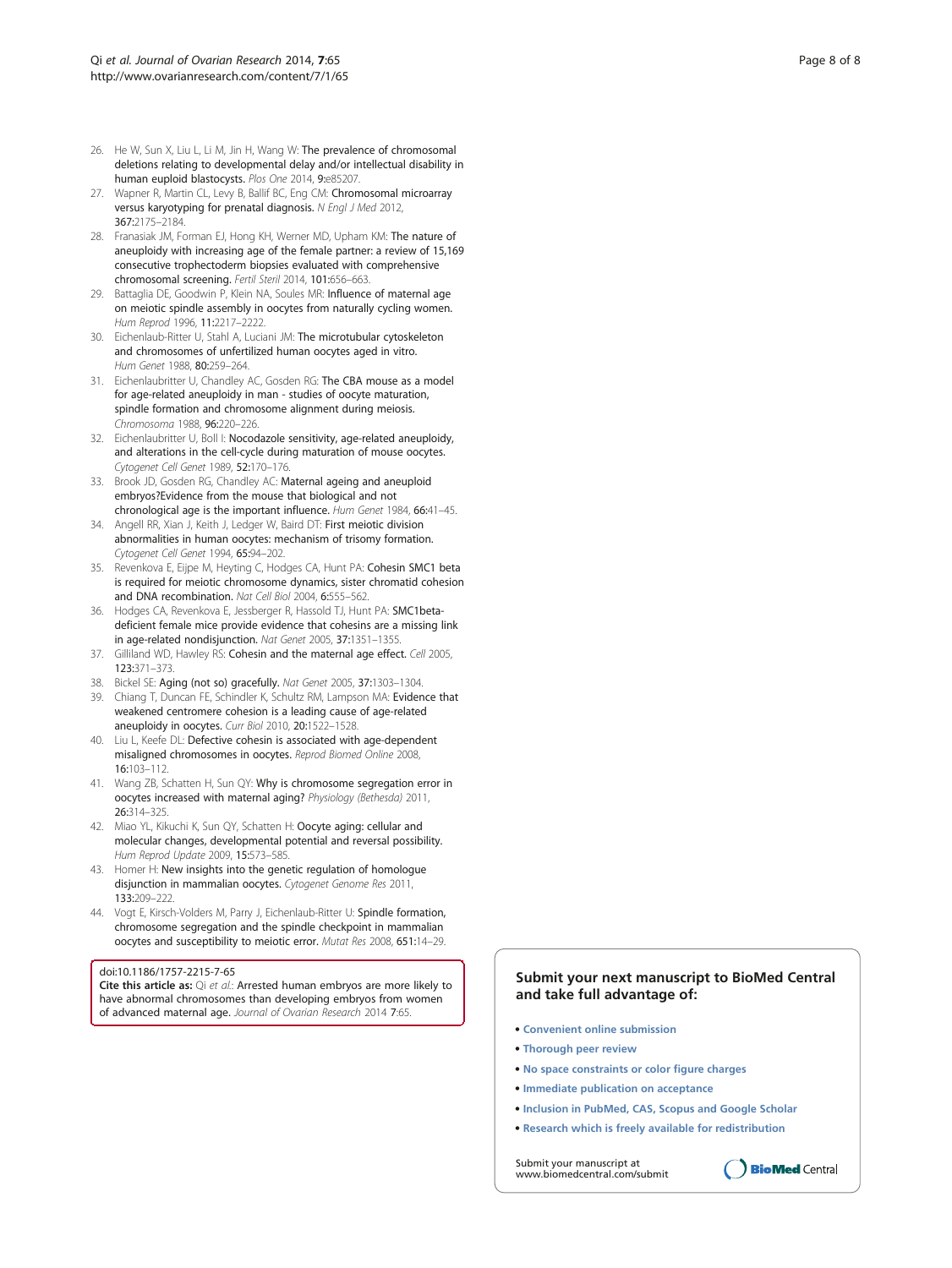26. He W, Sun X, Liu L, Li M, Jin H, Wang W: **The prevalence of chromosomal deletions relating to developmental delay and/or intellectual disability in human euploid blastocysts.** *Plos One* 2014, **9:**e85207.
27. Wapner R, Martin CL, Levy B, Ballif BC, Eng CM: **Chromosomal microarray versus karyotyping for prenatal diagnosis.** *N Engl J Med* 2012, **367:**2175–2184.
28. Franasiak JM, Forman EJ, Hong KH, Werner MD, Upham KM: **The nature of aneuploidy with increasing age of the female partner: a review of 15,169 consecutive trophectoderm biopsies evaluated with comprehensive chromosomal screening.** *Fertil Steril* 2014, **101:**656–663.
29. Battaglia DE, Goodwin P, Klein NA, Soules MR: **Influence of maternal age on meiotic spindle assembly in oocytes from naturally cycling women.** *Hum Reprod* 1996, **11:**2217–2222.
30. Eichenlaub-Ritter U, Stahl A, Luciani JM: **The microtubular cytoskeleton and chromosomes of unfertilized human oocytes aged in vitro.** *Hum Genet* 1988, **80:**259–264.
31. Eichenlaubritter U, Chandley AC, Gosden RG: **The CBA mouse as a model for age-related aneuploidy in man - studies of oocyte maturation, spindle formation and chromosome alignment during meiosis.** *Chromosoma* 1988, **96:**220–226.
32. Eichenlaubritter U, Boll I: **Nocodazole sensitivity, age-related aneuploidy, and alterations in the cell-cycle during maturation of mouse oocytes.** *Cytogenet Cell Genet* 1989, **52:**170–176.
33. Brook JD, Gosden RG, Chandley AC: **Maternal ageing and aneuploid embryos?Evidence from the mouse that biological and not chronological age is the important influence.** *Hum Genet* 1984, **66:**41–45.
34. Angell RR, Xian J, Keith J, Ledger W, Baird DT: **First meiotic division abnormalities in human oocytes: mechanism of trisomy formation.** *Cytogenet Cell Genet* 1994, **65:**94–202.
35. Revenkova E, Eijpe M, Heyting C, Hodges CA, Hunt PA: **Cohesin SMC1 beta is required for meiotic chromosome dynamics, sister chromatid cohesion and DNA recombination.** *Nat Cell Biol* 2004, **6:**555–562.
36. Hodges CA, Revenkova E, Jessberger R, Hassold TJ, Hunt PA: **SMC1beta-deficient female mice provide evidence that cohesins are a missing link in age-related nondisjunction.** *Nat Genet* 2005, **37:**1351–1355.
37. Gilliland WD, Hawley RS: **Cohesin and the maternal age effect.** *Cell* 2005, **123:**371–373.
38. Bickel SE: **Aging (not so) gracefully.** *Nat Genet* 2005, **37:**1303–1304.
39. Chiang T, Duncan FE, Schindler K, Schultz RM, Lampson MA: **Evidence that weakened centromere cohesion is a leading cause of age-related aneuploidy in oocytes.** *Curr Biol* 2010, **20:**1522–1528.
40. Liu L, Keefe DL: **Defective cohesin is associated with age-dependent misaligned chromosomes in oocytes.** *Reprod Biomed Online* 2008, **16:**103–112.
41. Wang ZB, Schatten H, Sun QY: **Why is chromosome segregation error in oocytes increased with maternal aging?** *Physiology (Bethesda)* 2011, **26:**314–325.
42. Miao YL, Kikuchi K, Sun QY, Schatten H: **Oocyte aging: cellular and molecular changes, developmental potential and reversal possibility.** *Hum Reprod Update* 2009, **15:**573–585.
43. Homer H: **New insights into the genetic regulation of homologue disjunction in mammalian oocytes.** *Cytogenet Genome Res* 2011, **133:**209–222.
44. Vogt E, Kirsch-Volders M, Parry J, Eichenlaub-Ritter U: **Spindle formation, chromosome segregation and the spindle checkpoint in mammalian oocytes and susceptibility to meiotic error.** *Mutat Res* 2008, **651:**14–29.

doi:10.1186/1757-2215-7-65

**Cite this article as:** Qi *et al.*: Arrested human embryos are more likely to have abnormal chromosomes than developing embryos from women of advanced maternal age. *Journal of Ovarian Research* 2014 **7**:65.

**Submit your next manuscript to BioMed Central and take full advantage of:**

- **Convenient online submission**
- **Thorough peer review**
- **No space constraints or color figure charges**
- **Immediate publication on acceptance**
- **Inclusion in PubMed, CAS, Scopus and Google Scholar**
- **Research which is freely available for redistribution**

Submit your manuscript at
www.biomedcentral.com/submit

BioMed Central